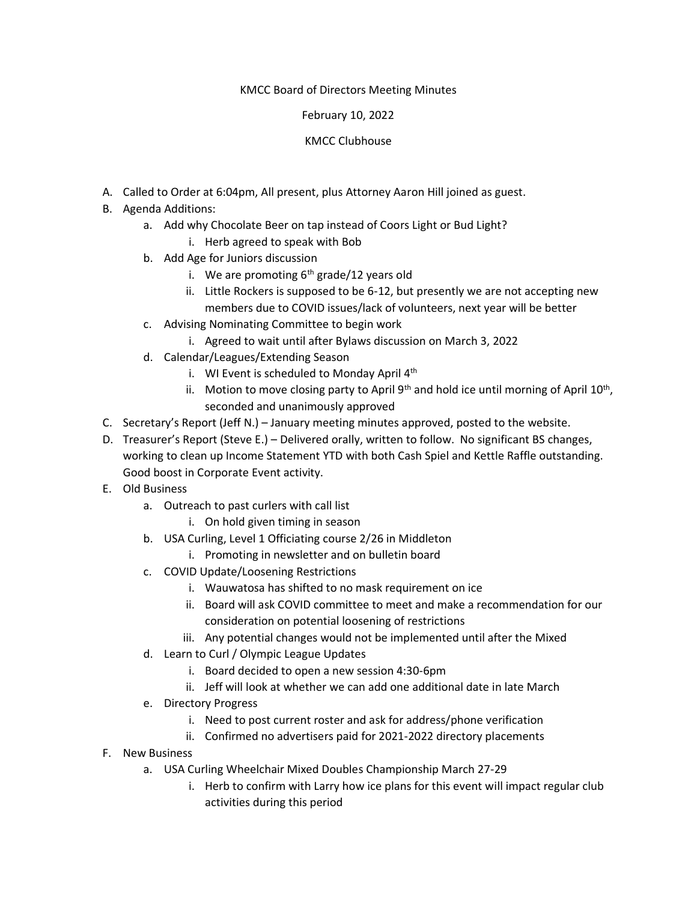KMCC Board of Directors Meeting Minutes

February 10, 2022

KMCC Clubhouse

A. Called to Order at 6:04pm, All present, plus Attorney Aaron Hill joined as guest.
B. Agenda Additions:
   a. Add why Chocolate Beer on tap instead of Coors Light or Bud Light?
      i. Herb agreed to speak with Bob
   b. Add Age for Juniors discussion
      i. We are promoting 6th grade/12 years old
      ii. Little Rockers is supposed to be 6-12, but presently we are not accepting new members due to COVID issues/lack of volunteers, next year will be better
   c. Advising Nominating Committee to begin work
      i. Agreed to wait until after Bylaws discussion on March 3, 2022
   d. Calendar/Leagues/Extending Season
      i. WI Event is scheduled to Monday April 4th
      ii. Motion to move closing party to April 9th and hold ice until morning of April 10th, seconded and unanimously approved
C. Secretary's Report (Jeff N.) – January meeting minutes approved, posted to the website.
D. Treasurer's Report (Steve E.) – Delivered orally, written to follow. No significant BS changes, working to clean up Income Statement YTD with both Cash Spiel and Kettle Raffle outstanding. Good boost in Corporate Event activity.
E. Old Business
   a. Outreach to past curlers with call list
      i. On hold given timing in season
   b. USA Curling, Level 1 Officiating course 2/26 in Middleton
      i. Promoting in newsletter and on bulletin board
   c. COVID Update/Loosening Restrictions
      i. Wauwatosa has shifted to no mask requirement on ice
      ii. Board will ask COVID committee to meet and make a recommendation for our consideration on potential loosening of restrictions
      iii. Any potential changes would not be implemented until after the Mixed
   d. Learn to Curl / Olympic League Updates
      i. Board decided to open a new session 4:30-6pm
      ii. Jeff will look at whether we can add one additional date in late March
   e. Directory Progress
      i. Need to post current roster and ask for address/phone verification
      ii. Confirmed no advertisers paid for 2021-2022 directory placements
F. New Business
   a. USA Curling Wheelchair Mixed Doubles Championship March 27-29
      i. Herb to confirm with Larry how ice plans for this event will impact regular club activities during this period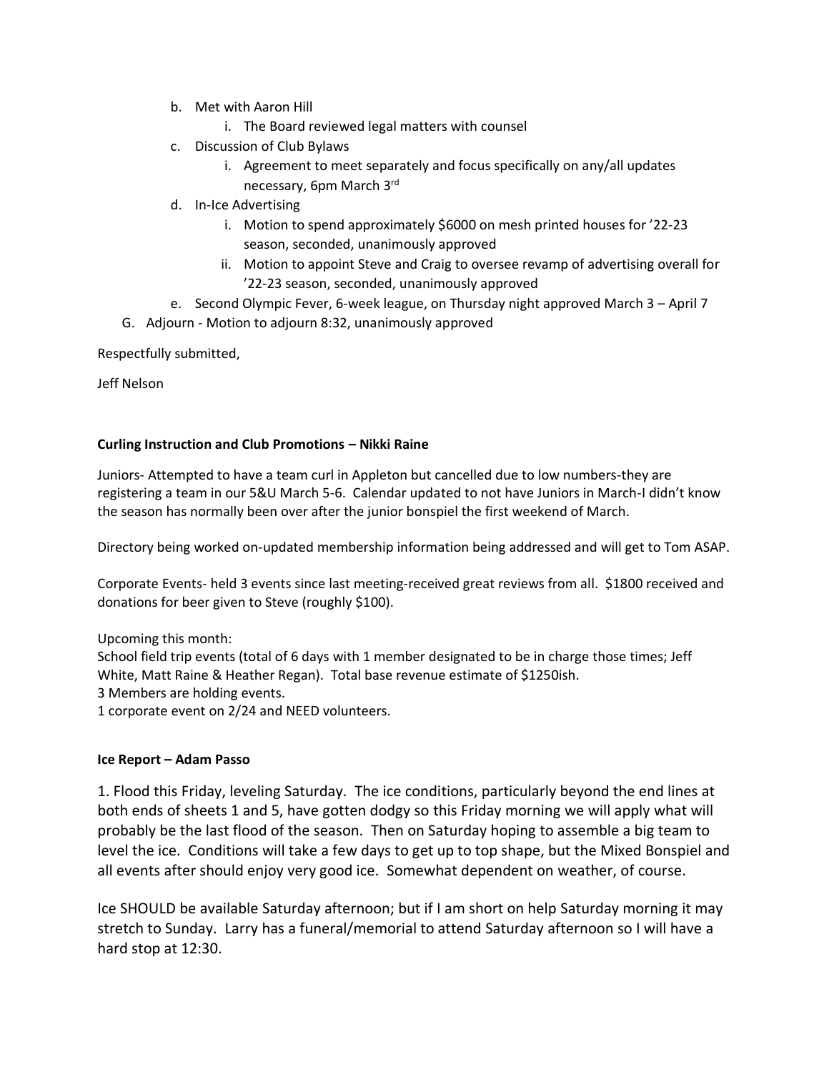b. Met with Aaron Hill
    i. The Board reviewed legal matters with counsel
c. Discussion of Club Bylaws
    i. Agreement to meet separately and focus specifically on any/all updates necessary, 6pm March 3rd
d. In-Ice Advertising
    i. Motion to spend approximately $6000 on mesh printed houses for '22-23 season, seconded, unanimously approved
    ii. Motion to appoint Steve and Craig to oversee revamp of advertising overall for '22-23 season, seconded, unanimously approved
e. Second Olympic Fever, 6-week league, on Thursday night approved March 3 – April 7

G. Adjourn - Motion to adjourn 8:32, unanimously approved

Respectfully submitted,

Jeff Nelson

**Curling Instruction and Club Promotions – Nikki Raine**

Juniors- Attempted to have a team curl in Appleton but cancelled due to low numbers-they are registering a team in our 5&U March 5-6. Calendar updated to not have Juniors in March-I didn't know the season has normally been over after the junior bonspiel the first weekend of March.

Directory being worked on-updated membership information being addressed and will get to Tom ASAP.

Corporate Events- held 3 events since last meeting-received great reviews from all. $1800 received and donations for beer given to Steve (roughly $100).

Upcoming this month:
School field trip events (total of 6 days with 1 member designated to be in charge those times; Jeff White, Matt Raine & Heather Regan). Total base revenue estimate of $1250ish.
3 Members are holding events.
1 corporate event on 2/24 and NEED volunteers.

**Ice Report – Adam Passo**

1. Flood this Friday, leveling Saturday. The ice conditions, particularly beyond the end lines at both ends of sheets 1 and 5, have gotten dodgy so this Friday morning we will apply what will probably be the last flood of the season. Then on Saturday hoping to assemble a big team to level the ice. Conditions will take a few days to get up to top shape, but the Mixed Bonspiel and all events after should enjoy very good ice. Somewhat dependent on weather, of course.

Ice SHOULD be available Saturday afternoon; but if I am short on help Saturday morning it may stretch to Sunday. Larry has a funeral/memorial to attend Saturday afternoon so I will have a hard stop at 12:30.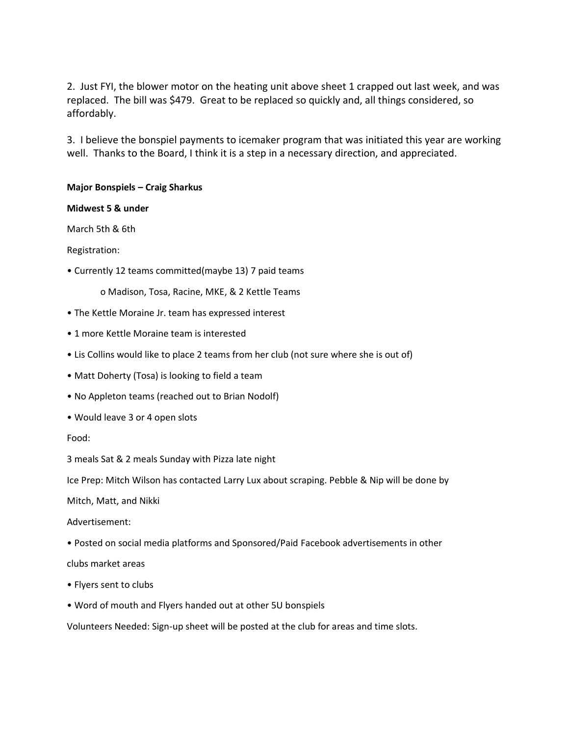2. Just FYI, the blower motor on the heating unit above sheet 1 crapped out last week, and was replaced. The bill was $479. Great to be replaced so quickly and, all things considered, so affordably.

3. I believe the bonspiel payments to icemaker program that was initiated this year are working well. Thanks to the Board, I think it is a step in a necessary direction, and appreciated.

**Major Bonspiels – Craig Sharkus**

**Midwest 5 & under**

March 5th & 6th

Registration:

- Currently 12 teams committed(maybe 13) 7 paid teams
  - Madison, Tosa, Racine, MKE, & 2 Kettle Teams
- The Kettle Moraine Jr. team has expressed interest
- 1 more Kettle Moraine team is interested
- Lis Collins would like to place 2 teams from her club (not sure where she is out of)
- Matt Doherty (Tosa) is looking to field a team
- No Appleton teams (reached out to Brian Nodolf)
- Would leave 3 or 4 open slots

Food:

3 meals Sat & 2 meals Sunday with Pizza late night

Ice Prep: Mitch Wilson has contacted Larry Lux about scraping. Pebble & Nip will be done by Mitch, Matt, and Nikki

Advertisement:

- Posted on social media platforms and Sponsored/Paid Facebook advertisements in other clubs market areas
- Flyers sent to clubs
- Word of mouth and Flyers handed out at other 5U bonspiels

Volunteers Needed: Sign-up sheet will be posted at the club for areas and time slots.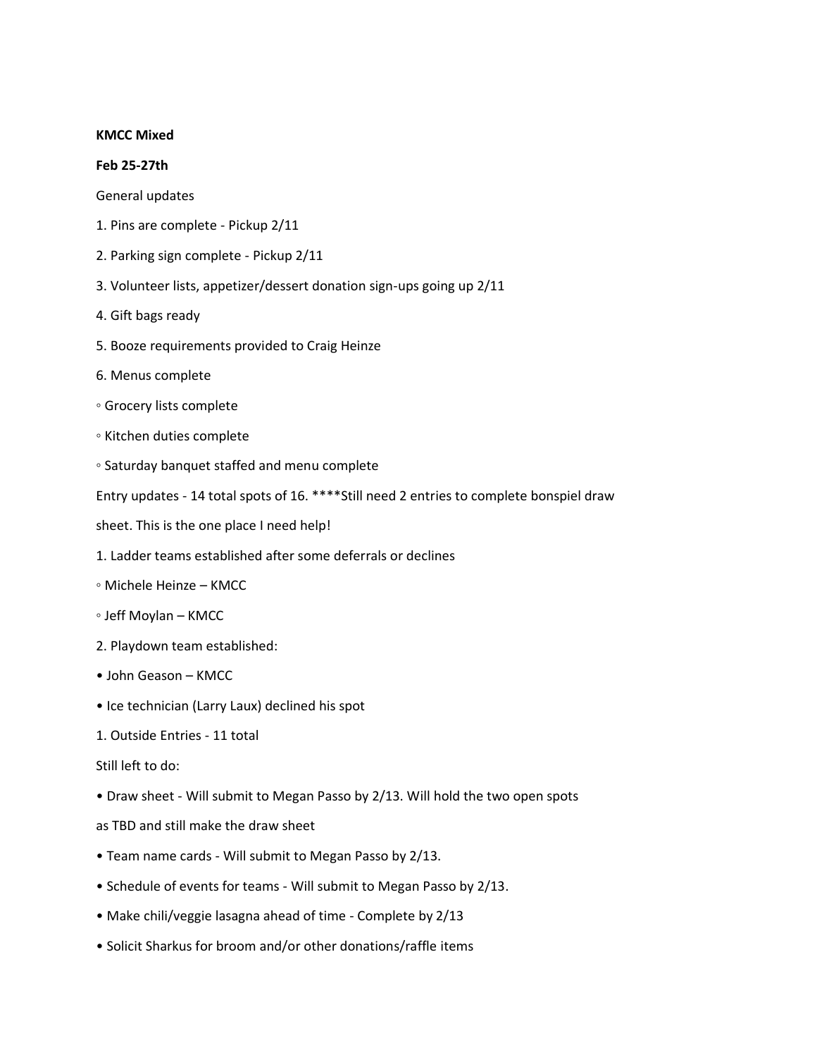**KMCC Mixed**

**Feb 25-27th**

General updates

1. Pins are complete - Pickup 2/11
2. Parking sign complete - Pickup 2/11
3. Volunteer lists, appetizer/dessert donation sign-ups going up 2/11
4. Gift bags ready
5. Booze requirements provided to Craig Heinze
6. Menus complete
   - Grocery lists complete
   - Kitchen duties complete
   - Saturday banquet staffed and menu complete

Entry updates - 14 total spots of 16. ****Still need 2 entries to complete bonspiel draw sheet. This is the one place I need help!

1. Ladder teams established after some deferrals or declines
   - Michele Heinze – KMCC
   - Jeff Moylan – KMCC
2. Playdown team established:
   - John Geason – KMCC
   - Ice technician (Larry Laux) declined his spot

1. Outside Entries - 11 total

Still left to do:

- Draw sheet - Will submit to Megan Passo by 2/13. Will hold the two open spots as TBD and still make the draw sheet
- Team name cards - Will submit to Megan Passo by 2/13.
- Schedule of events for teams - Will submit to Megan Passo by 2/13.
- Make chili/veggie lasagna ahead of time - Complete by 2/13
- Solicit Sharkus for broom and/or other donations/raffle items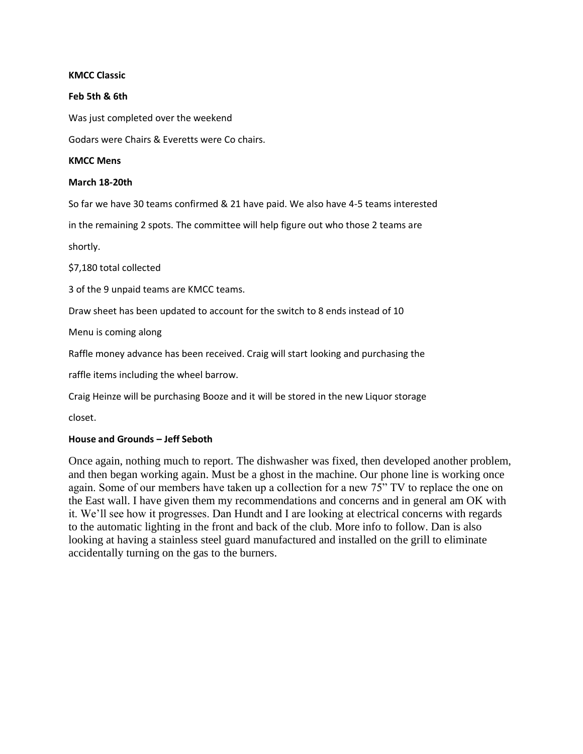**KMCC Classic**

**Feb 5th & 6th**

Was just completed over the weekend

Godars were Chairs & Everetts were Co chairs.

**KMCC Mens**

**March 18-20th**

So far we have 30 teams confirmed & 21 have paid. We also have 4-5 teams interested in the remaining 2 spots. The committee will help figure out who those 2 teams are shortly.

$7,180 total collected

3 of the 9 unpaid teams are KMCC teams.

Draw sheet has been updated to account for the switch to 8 ends instead of 10

Menu is coming along

Raffle money advance has been received. Craig will start looking and purchasing the raffle items including the wheel barrow.

Craig Heinze will be purchasing Booze and it will be stored in the new Liquor storage closet.

**House and Grounds – Jeff Seboth**

Once again, nothing much to report. The dishwasher was fixed, then developed another problem, and then began working again. Must be a ghost in the machine. Our phone line is working once again. Some of our members have taken up a collection for a new 75" TV to replace the one on the East wall. I have given them my recommendations and concerns and in general am OK with it. We'll see how it progresses. Dan Hundt and I are looking at electrical concerns with regards to the automatic lighting in the front and back of the club. More info to follow. Dan is also looking at having a stainless steel guard manufactured and installed on the grill to eliminate accidentally turning on the gas to the burners.